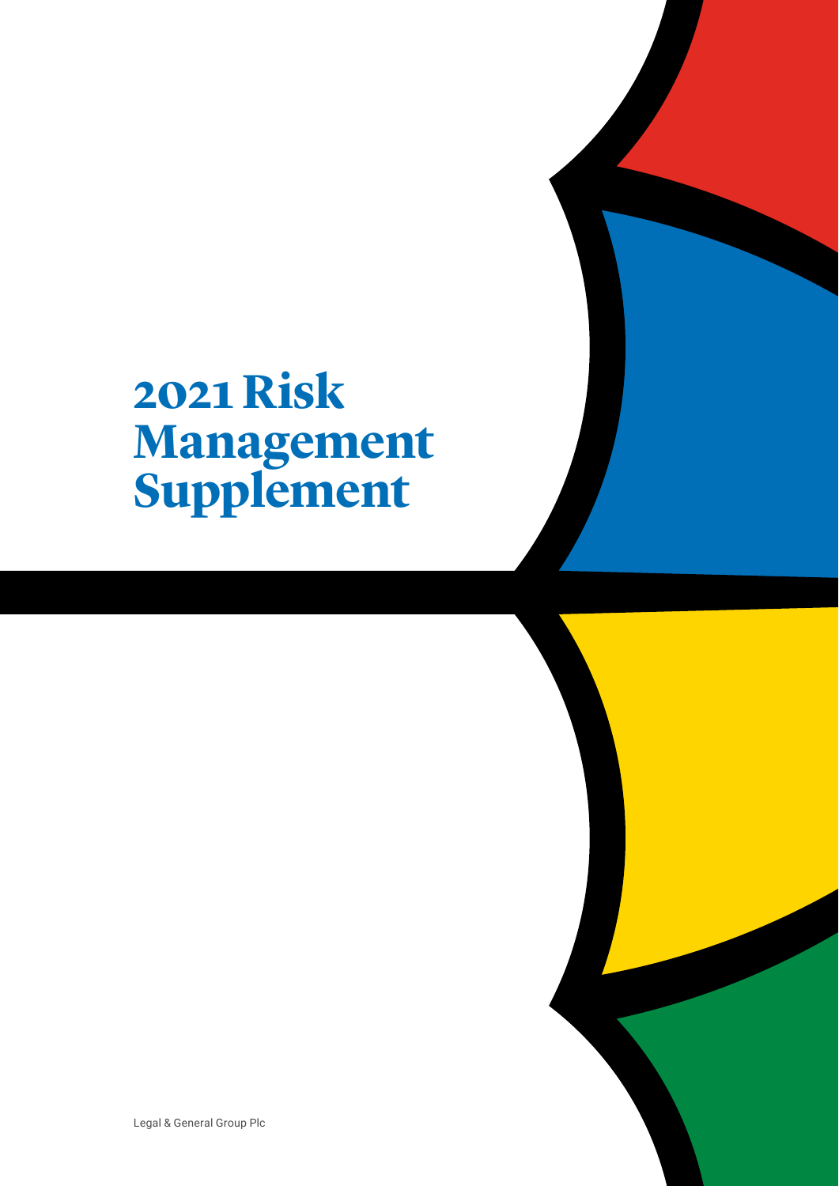# 2021 Risk Management Supplement

Legal & General Group Plc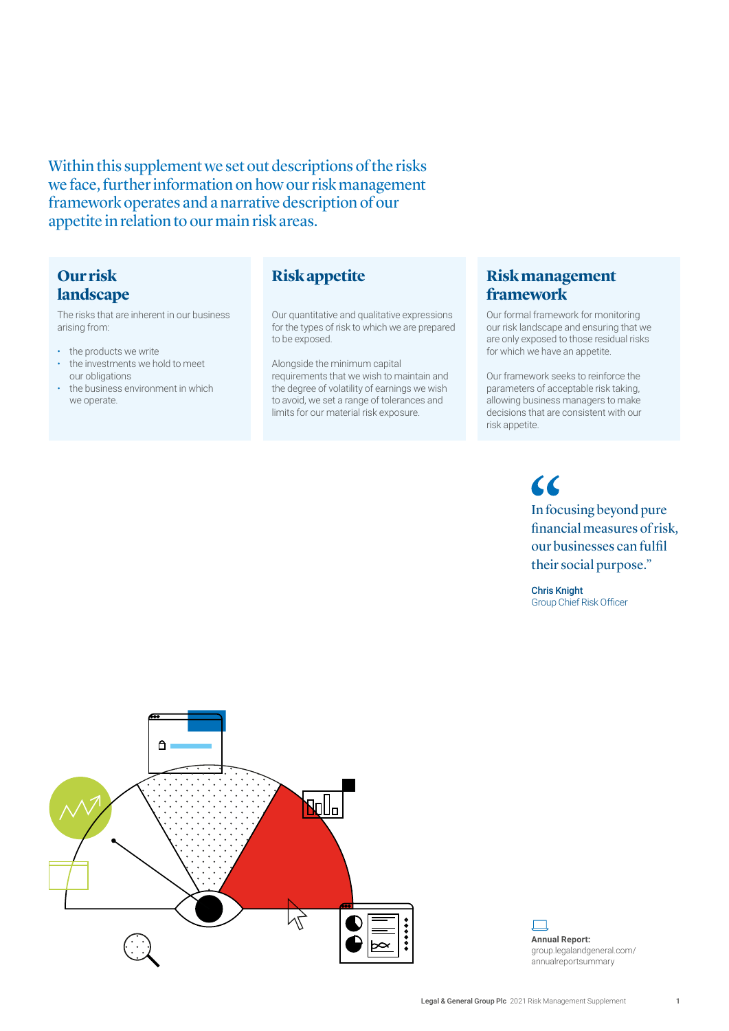Within this supplement we set out descriptions of the risks we face, further information on how our risk management framework operates and a narrative description of our appetite in relation to our main risk areas.

## Our risk landscape

The risks that are inherent in our business arising from:

- the products we write
- the investments we hold to meet our obligations
- the business environment in which we operate.

## Risk appetite

Our quantitative and qualitative expressions for the types of risk to which we are prepared to be exposed.

Alongside the minimum capital requirements that we wish to maintain and the degree of volatility of earnings we wish to avoid, we set a range of tolerances and limits for our material risk exposure.

## Risk management framework

Our formal framework for monitoring our risk landscape and ensuring that we are only exposed to those residual risks for which we have an appetite.

Our framework seeks to reinforce the parameters of acceptable risk taking, allowing business managers to make decisions that are consistent with our risk appetite.

> "In focusing beyond pure financial measures of risk, our businesses can fulfil their social purpose."
>
> **Chris Knight**
> Group Chief Risk Officer

**Annual Report:**
group.legalandgeneral.com/annualreportsummary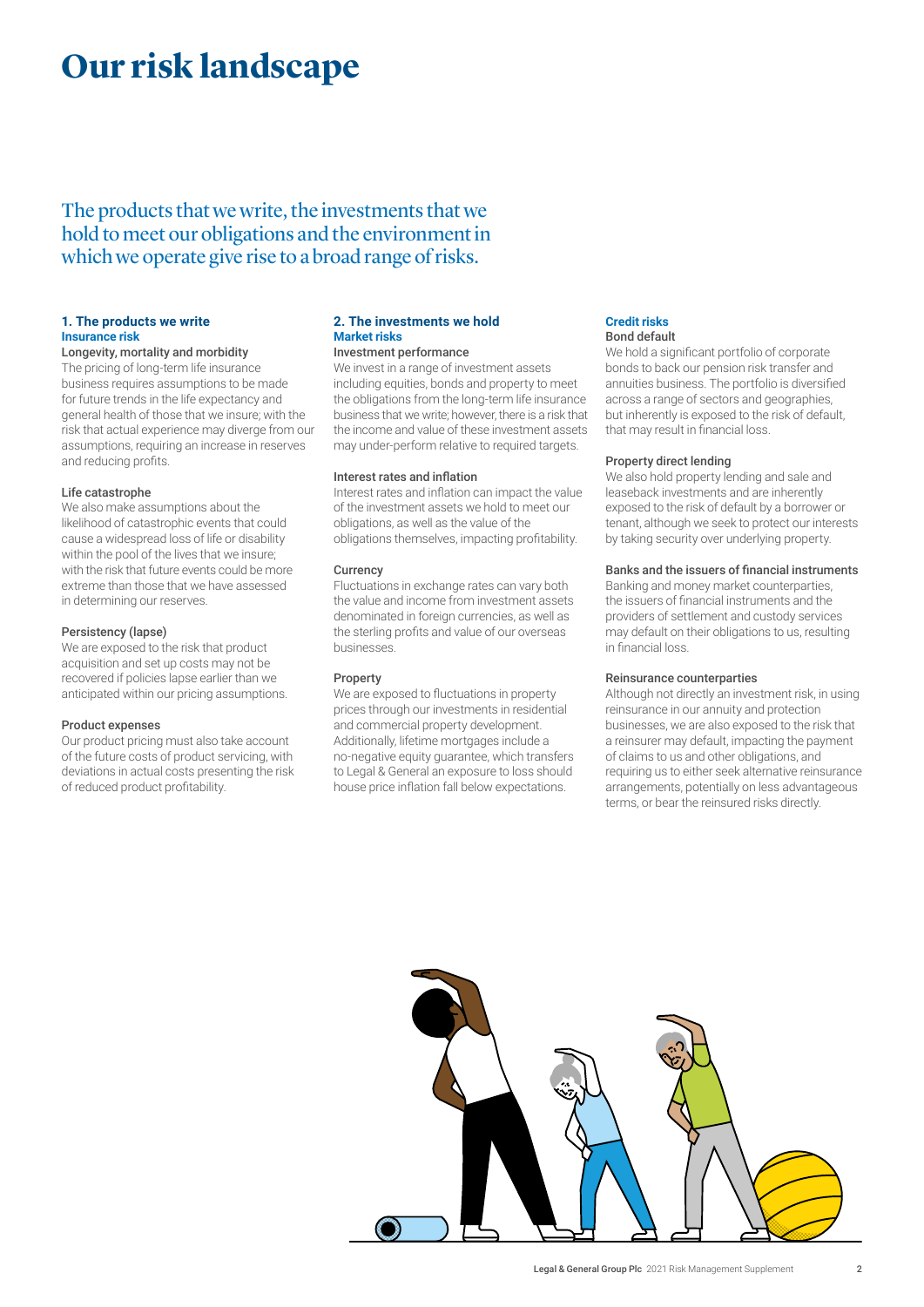# Our risk landscape

The products that we write, the investments that we hold to meet our obligations and the environment in which we operate give rise to a broad range of risks.

### 1. The products we write

**Insurance risk**

**Longevity, mortality and morbidity**
The pricing of long-term life insurance business requires assumptions to be made for future trends in the life expectancy and general health of those that we insure; with the risk that actual experience may diverge from our assumptions, requiring an increase in reserves and reducing profits.

**Life catastrophe**
We also make assumptions about the likelihood of catastrophic events that could cause a widespread loss of life or disability within the pool of the lives that we insure; with the risk that future events could be more extreme than those that we have assessed in determining our reserves.

**Persistency (lapse)**
We are exposed to the risk that product acquisition and set up costs may not be recovered if policies lapse earlier than we anticipated within our pricing assumptions.

**Product expenses**
Our product pricing must also take account of the future costs of product servicing, with deviations in actual costs presenting the risk of reduced product profitability.

### 2. The investments we hold

**Market risks**

**Investment performance**
We invest in a range of investment assets including equities, bonds and property to meet the obligations from the long-term life insurance business that we write; however, there is a risk that the income and value of these investment assets may under-perform relative to required targets.

**Interest rates and inflation**
Interest rates and inflation can impact the value of the investment assets we hold to meet our obligations, as well as the value of the obligations themselves, impacting profitability.

**Currency**
Fluctuations in exchange rates can vary both the value and income from investment assets denominated in foreign currencies, as well as the sterling profits and value of our overseas businesses.

**Property**
We are exposed to fluctuations in property prices through our investments in residential and commercial property development. Additionally, lifetime mortgages include a no-negative equity guarantee, which transfers to Legal & General an exposure to loss should house price inflation fall below expectations.

**Credit risks**

**Bond default**
We hold a significant portfolio of corporate bonds to back our pension risk transfer and annuities business. The portfolio is diversified across a range of sectors and geographies, but inherently is exposed to the risk of default, that may result in financial loss.

**Property direct lending**
We also hold property lending and sale and leaseback investments and are inherently exposed to the risk of default by a borrower or tenant, although we seek to protect our interests by taking security over underlying property.

**Banks and the issuers of financial instruments**
Banking and money market counterparties, the issuers of financial instruments and the providers of settlement and custody services may default on their obligations to us, resulting in financial loss.

**Reinsurance counterparties**
Although not directly an investment risk, in using reinsurance in our annuity and protection businesses, we are also exposed to the risk that a reinsurer may default, impacting the payment of claims to us and other obligations, and requiring us to either seek alternative reinsurance arrangements, potentially on less advantageous terms, or bear the reinsured risks directly.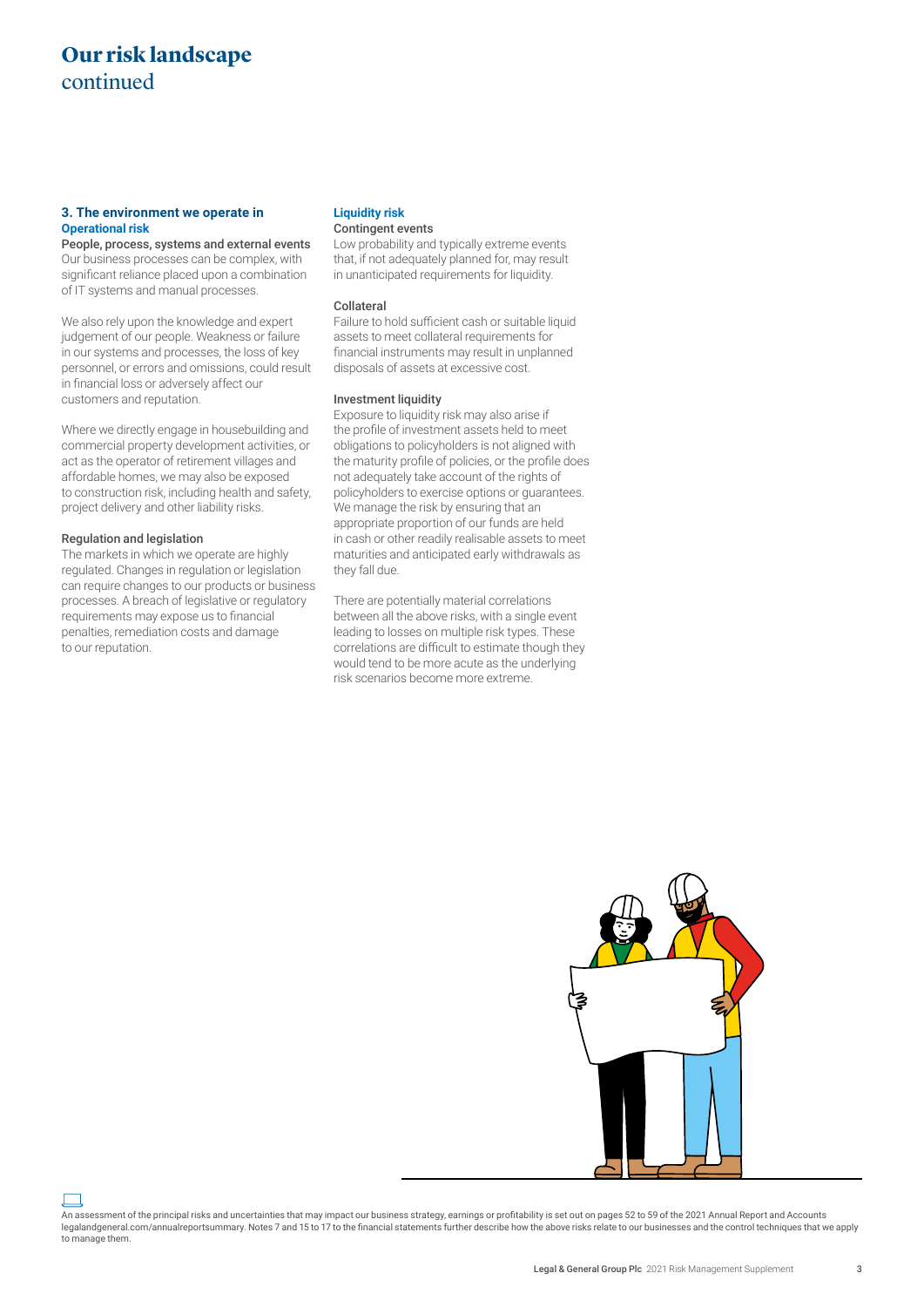# Our risk landscape continued

### 3. The environment we operate in

#### Operational risk

**People, process, systems and external events**

Our business processes can be complex, with significant reliance placed upon a combination of IT systems and manual processes.

We also rely upon the knowledge and expert judgement of our people. Weakness or failure in our systems and processes, the loss of key personnel, or errors and omissions, could result in financial loss or adversely affect our customers and reputation.

Where we directly engage in housebuilding and commercial property development activities, or act as the operator of retirement villages and affordable homes, we may also be exposed to construction risk, including health and safety, project delivery and other liability risks.

**Regulation and legislation**

The markets in which we operate are highly regulated. Changes in regulation or legislation can require changes to our products or business processes. A breach of legislative or regulatory requirements may expose us to financial penalties, remediation costs and damage to our reputation.

#### Liquidity risk

**Contingent events**

Low probability and typically extreme events that, if not adequately planned for, may result in unanticipated requirements for liquidity.

**Collateral**

Failure to hold sufficient cash or suitable liquid assets to meet collateral requirements for financial instruments may result in unplanned disposals of assets at excessive cost.

**Investment liquidity**

Exposure to liquidity risk may also arise if the profile of investment assets held to meet obligations to policyholders is not aligned with the maturity profile of policies, or the profile does not adequately take account of the rights of policyholders to exercise options or guarantees. We manage the risk by ensuring that an appropriate proportion of our funds are held in cash or other readily realisable assets to meet maturities and anticipated early withdrawals as they fall due.

There are potentially material correlations between all the above risks, with a single event leading to losses on multiple risk types. These correlations are difficult to estimate though they would tend to be more acute as the underlying risk scenarios become more extreme.

An assessment of the principal risks and uncertainties that may impact our business strategy, earnings or profitability is set out on pages 52 to 59 of the 2021 Annual Report and Accounts legalandgeneral.com/annualreportsummary. Notes 7 and 15 to 17 to the financial statements further describe how the above risks relate to our businesses and the control techniques that we apply to manage them.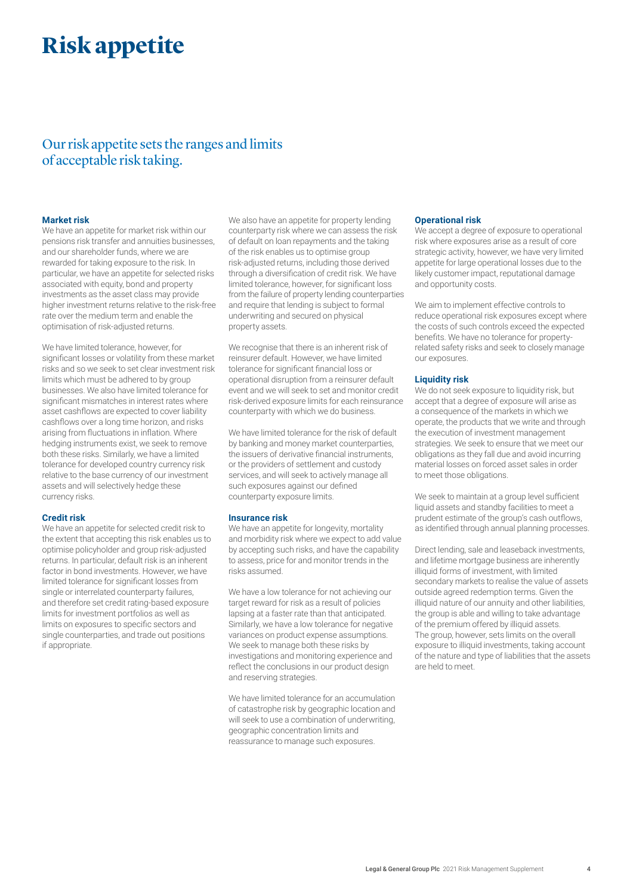# Risk appetite

## Our risk appetite sets the ranges and limits of acceptable risk taking.

### Market risk

We have an appetite for market risk within our pensions risk transfer and annuities businesses, and our shareholder funds, where we are rewarded for taking exposure to the risk. In particular, we have an appetite for selected risks associated with equity, bond and property investments as the asset class may provide higher investment returns relative to the risk-free rate over the medium term and enable the optimisation of risk-adjusted returns.

We have limited tolerance, however, for significant losses or volatility from these market risks and so we seek to set clear investment risk limits which must be adhered to by group businesses. We also have limited tolerance for significant mismatches in interest rates where asset cashflows are expected to cover liability cashflows over a long time horizon, and risks arising from fluctuations in inflation. Where hedging instruments exist, we seek to remove both these risks. Similarly, we have a limited tolerance for developed country currency risk relative to the base currency of our investment assets and will selectively hedge these currency risks.

### Credit risk

We have an appetite for selected credit risk to the extent that accepting this risk enables us to optimise policyholder and group risk-adjusted returns. In particular, default risk is an inherent factor in bond investments. However, we have limited tolerance for significant losses from single or interrelated counterparty failures, and therefore set credit rating-based exposure limits for investment portfolios as well as limits on exposures to specific sectors and single counterparties, and trade out positions if appropriate.

We also have an appetite for property lending counterparty risk where we can assess the risk of default on loan repayments and the taking of the risk enables us to optimise group risk-adjusted returns, including those derived through a diversification of credit risk. We have limited tolerance, however, for significant loss from the failure of property lending counterparties and require that lending is subject to formal underwriting and secured on physical property assets.

We recognise that there is an inherent risk of reinsurer default. However, we have limited tolerance for significant financial loss or operational disruption from a reinsurer default event and we will seek to set and monitor credit risk-derived exposure limits for each reinsurance counterparty with which we do business.

We have limited tolerance for the risk of default by banking and money market counterparties, the issuers of derivative financial instruments, or the providers of settlement and custody services, and will seek to actively manage all such exposures against our defined counterparty exposure limits.

### Insurance risk

We have an appetite for longevity, mortality and morbidity risk where we expect to add value by accepting such risks, and have the capability to assess, price for and monitor trends in the risks assumed.

We have a low tolerance for not achieving our target reward for risk as a result of policies lapsing at a faster rate than that anticipated. Similarly, we have a low tolerance for negative variances on product expense assumptions. We seek to manage both these risks by investigations and monitoring experience and reflect the conclusions in our product design and reserving strategies.

We have limited tolerance for an accumulation of catastrophe risk by geographic location and will seek to use a combination of underwriting, geographic concentration limits and reassurance to manage such exposures.

### Operational risk

We accept a degree of exposure to operational risk where exposures arise as a result of core strategic activity, however, we have very limited appetite for large operational losses due to the likely customer impact, reputational damage and opportunity costs.

We aim to implement effective controls to reduce operational risk exposures except where the costs of such controls exceed the expected benefits. We have no tolerance for property-related safety risks and seek to closely manage our exposures.

### Liquidity risk

We do not seek exposure to liquidity risk, but accept that a degree of exposure will arise as a consequence of the markets in which we operate, the products that we write and through the execution of investment management strategies. We seek to ensure that we meet our obligations as they fall due and avoid incurring material losses on forced asset sales in order to meet those obligations.

We seek to maintain at a group level sufficient liquid assets and standby facilities to meet a prudent estimate of the group's cash outflows, as identified through annual planning processes.

Direct lending, sale and leaseback investments, and lifetime mortgage business are inherently illiquid forms of investment, with limited secondary markets to realise the value of assets outside agreed redemption terms. Given the illiquid nature of our annuity and other liabilities, the group is able and willing to take advantage of the premium offered by illiquid assets. The group, however, sets limits on the overall exposure to illiquid investments, taking account of the nature and type of liabilities that the assets are held to meet.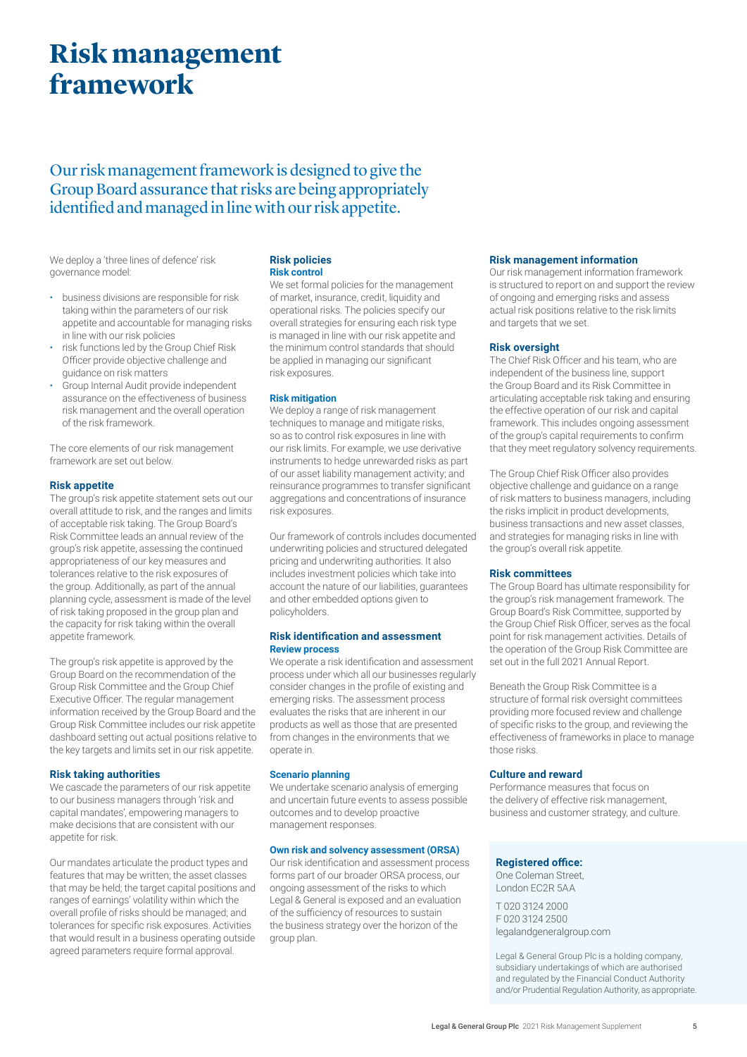# Risk management framework

Our risk management framework is designed to give the Group Board assurance that risks are being appropriately identified and managed in line with our risk appetite.

We deploy a 'three lines of defence' risk governance model:

- business divisions are responsible for risk taking within the parameters of our risk appetite and accountable for managing risks in line with our risk policies
- risk functions led by the Group Chief Risk Officer provide objective challenge and guidance on risk matters
- Group Internal Audit provide independent assurance on the effectiveness of business risk management and the overall operation of the risk framework.

The core elements of our risk management framework are set out below.

### Risk appetite

The group's risk appetite statement sets out our overall attitude to risk, and the ranges and limits of acceptable risk taking. The Group Board's Risk Committee leads an annual review of the group's risk appetite, assessing the continued appropriateness of our key measures and tolerances relative to the risk exposures of the group. Additionally, as part of the annual planning cycle, assessment is made of the level of risk taking proposed in the group plan and the capacity for risk taking within the overall appetite framework.

The group's risk appetite is approved by the Group Board on the recommendation of the Group Risk Committee and the Group Chief Executive Officer. The regular management information received by the Group Board and the Group Risk Committee includes our risk appetite dashboard setting out actual positions relative to the key targets and limits set in our risk appetite.

### Risk taking authorities

We cascade the parameters of our risk appetite to our business managers through 'risk and capital mandates', empowering managers to make decisions that are consistent with our appetite for risk.

Our mandates articulate the product types and features that may be written; the asset classes that may be held; the target capital positions and ranges of earnings' volatility within which the overall profile of risks should be managed; and tolerances for specific risk exposures. Activities that would result in a business operating outside agreed parameters require formal approval.

### Risk policies

#### Risk control

We set formal policies for the management of market, insurance, credit, liquidity and operational risks. The policies specify our overall strategies for ensuring each risk type is managed in line with our risk appetite and the minimum control standards that should be applied in managing our significant risk exposures.

#### Risk mitigation

We deploy a range of risk management techniques to manage and mitigate risks, so as to control risk exposures in line with our risk limits. For example, we use derivative instruments to hedge unrewarded risks as part of our asset liability management activity; and reinsurance programmes to transfer significant aggregations and concentrations of insurance risk exposures.

Our framework of controls includes documented underwriting policies and structured delegated pricing and underwriting authorities. It also includes investment policies which take into account the nature of our liabilities, guarantees and other embedded options given to policyholders.

### Risk identification and assessment

#### Review process

We operate a risk identification and assessment process under which all our businesses regularly consider changes in the profile of existing and emerging risks. The assessment process evaluates the risks that are inherent in our products as well as those that are presented from changes in the environments that we operate in.

#### Scenario planning

We undertake scenario analysis of emerging and uncertain future events to assess possible outcomes and to develop proactive management responses.

#### Own risk and solvency assessment (ORSA)

Our risk identification and assessment process forms part of our broader ORSA process, our ongoing assessment of the risks to which Legal & General is exposed and an evaluation of the sufficiency of resources to sustain the business strategy over the horizon of the group plan.

### Risk management information

Our risk management information framework is structured to report on and support the review of ongoing and emerging risks and assess actual risk positions relative to the risk limits and targets that we set.

### Risk oversight

The Chief Risk Officer and his team, who are independent of the business line, support the Group Board and its Risk Committee in articulating acceptable risk taking and ensuring the effective operation of our risk and capital framework. This includes ongoing assessment of the group's capital requirements to confirm that they meet regulatory solvency requirements.

The Group Chief Risk Officer also provides objective challenge and guidance on a range of risk matters to business managers, including the risks implicit in product developments, business transactions and new asset classes, and strategies for managing risks in line with the group's overall risk appetite.

### Risk committees

The Group Board has ultimate responsibility for the group's risk management framework. The Group Board's Risk Committee, supported by the Group Chief Risk Officer, serves as the focal point for risk management activities. Details of the operation of the Group Risk Committee are set out in the full 2021 Annual Report.

Beneath the Group Risk Committee is a structure of formal risk oversight committees providing more focused review and challenge of specific risks to the group, and reviewing the effectiveness of frameworks in place to manage those risks.

### Culture and reward

Performance measures that focus on the delivery of effective risk management, business and customer strategy, and culture.

**Registered office:**
One Coleman Street,
London EC2R 5AA

T 020 3124 2000
F 020 3124 2500
legalandgeneralgroup.com

Legal & General Group Plc is a holding company, subsidiary undertakings of which are authorised and regulated by the Financial Conduct Authority and/or Prudential Regulation Authority, as appropriate.